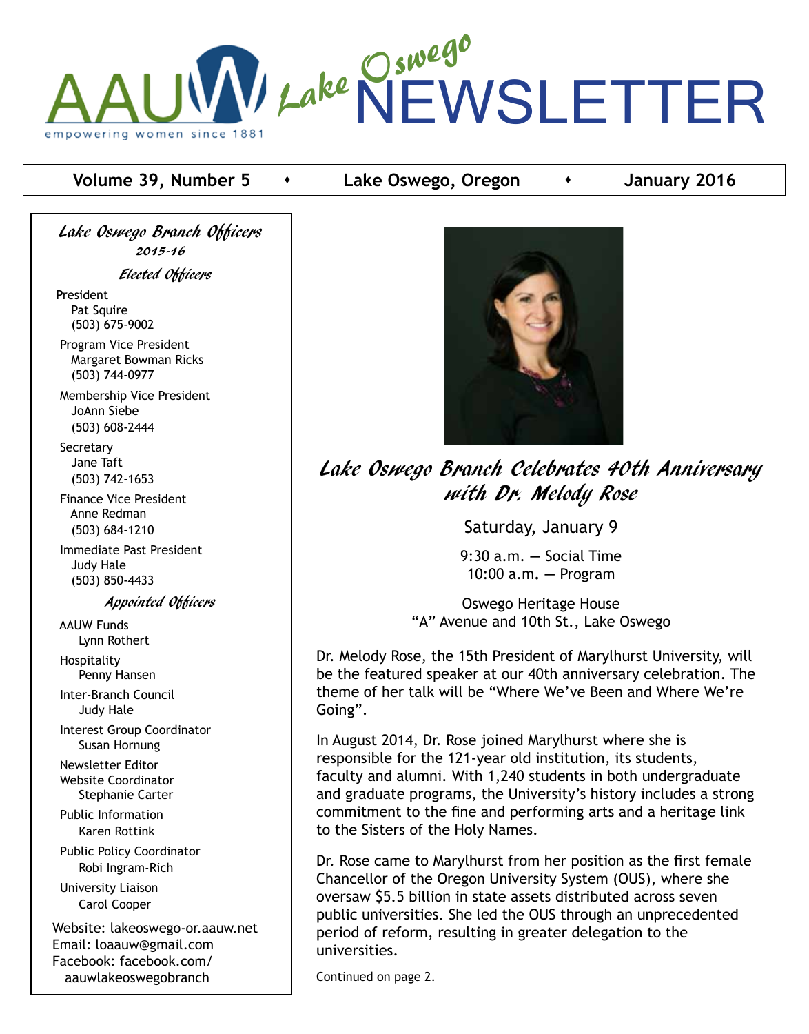# AAUW Lake Oswego NEWSLETTER

empowering women since 1881

**Volume 39, Number 5** • **Lake Oswego, Oregon** • **January 2016**

## Lake Oswego Branch Celebrates 40th Anniversary with Dr. Melody Rose

Saturday, January 9

9:30 a.m. — Social Time
10:00 a.m. — Program

Oswego Heritage House
"A" Avenue and 10th St., Lake Oswego

Dr. Melody Rose, the 15th President of Marylhurst University, will be the featured speaker at our 40th anniversary celebration. The theme of her talk will be "Where We've Been and Where We're Going".

In August 2014, Dr. Rose joined Marylhurst where she is responsible for the 121-year old institution, its students, faculty and alumni. With 1,240 students in both undergraduate and graduate programs, the University's history includes a strong commitment to the fine and performing arts and a heritage link to the Sisters of the Holy Names.

Dr. Rose came to Marylhurst from her position as the first female Chancellor of the Oregon University System (OUS), where she oversaw $5.5 billion in state assets distributed across seven public universities. She led the OUS through an unprecedented period of reform, resulting in greater delegation to the universities.

Continued on page 2.

---

### Lake Oswego Branch Officers 2015-16

#### Elected Officers

President
Pat Squire
(503) 675-9002

Program Vice President
Margaret Bowman Ricks
(503) 744-0977

Membership Vice President
JoAnn Siebe
(503) 608-2444

Secretary
Jane Taft
(503) 742-1653

Finance Vice President
Anne Redman
(503) 684-1210

Immediate Past President
Judy Hale
(503) 850-4433

#### Appointed Officers

AAUW Funds
Lynn Rothert

Hospitality
Penny Hansen

Inter-Branch Council
Judy Hale

Interest Group Coordinator
Susan Hornung

Newsletter Editor
Website Coordinator
Stephanie Carter

Public Information
Karen Rottink

Public Policy Coordinator
Robi Ingram-Rich

University Liaison
Carol Cooper

Website: lakeoswego-or.aauw.net
Email: loaauw@gmail.com
Facebook: facebook.com/aauwlakeoswegobranch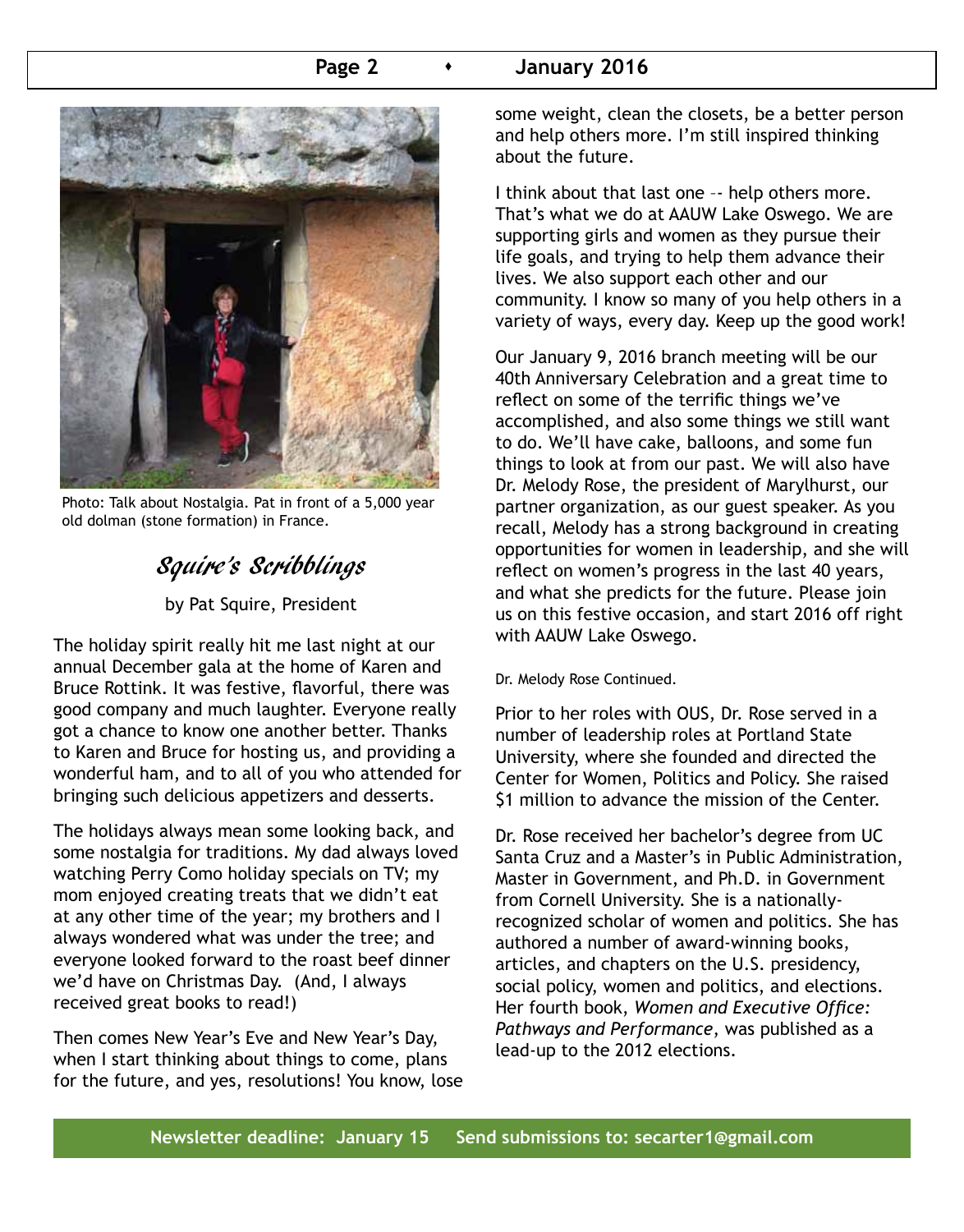Photo: Talk about Nostalgia. Pat in front of a 5,000 year old dolman (stone formation) in France.

## *Squire's Scribblings*

by Pat Squire, President

The holiday spirit really hit me last night at our annual December gala at the home of Karen and Bruce Rottink. It was festive, flavorful, there was good company and much laughter. Everyone really got a chance to know one another better. Thanks to Karen and Bruce for hosting us, and providing a wonderful ham, and to all of you who attended for bringing such delicious appetizers and desserts.

The holidays always mean some looking back, and some nostalgia for traditions. My dad always loved watching Perry Como holiday specials on TV; my mom enjoyed creating treats that we didn't eat at any other time of the year; my brothers and I always wondered what was under the tree; and everyone looked forward to the roast beef dinner we'd have on Christmas Day. (And, I always received great books to read!)

Then comes New Year's Eve and New Year's Day, when I start thinking about things to come, plans for the future, and yes, resolutions! You know, lose some weight, clean the closets, be a better person and help others more. I'm still inspired thinking about the future.

I think about that last one -- help others more. That's what we do at AAUW Lake Oswego. We are supporting girls and women as they pursue their life goals, and trying to help them advance their lives. We also support each other and our community. I know so many of you help others in a variety of ways, every day. Keep up the good work!

Our January 9, 2016 branch meeting will be our 40th Anniversary Celebration and a great time to reflect on some of the terrific things we've accomplished, and also some things we still want to do. We'll have cake, balloons, and some fun things to look at from our past. We will also have Dr. Melody Rose, the president of Marylhurst, our partner organization, as our guest speaker. As you recall, Melody has a strong background in creating opportunities for women in leadership, and she will reflect on women's progress in the last 40 years, and what she predicts for the future. Please join us on this festive occasion, and start 2016 off right with AAUW Lake Oswego.

Dr. Melody Rose Continued.

Prior to her roles with OUS, Dr. Rose served in a number of leadership roles at Portland State University, where she founded and directed the Center for Women, Politics and Policy. She raised $1 million to advance the mission of the Center.

Dr. Rose received her bachelor's degree from UC Santa Cruz and a Master's in Public Administration, Master in Government, and Ph.D. in Government from Cornell University. She is a nationally-recognized scholar of women and politics. She has authored a number of award-winning books, articles, and chapters on the U.S. presidency, social policy, women and politics, and elections. Her fourth book, *Women and Executive Office: Pathways and Performance*, was published as a lead-up to the 2012 elections.

**Newsletter deadline: January 15     Send submissions to: secarter1@gmail.com**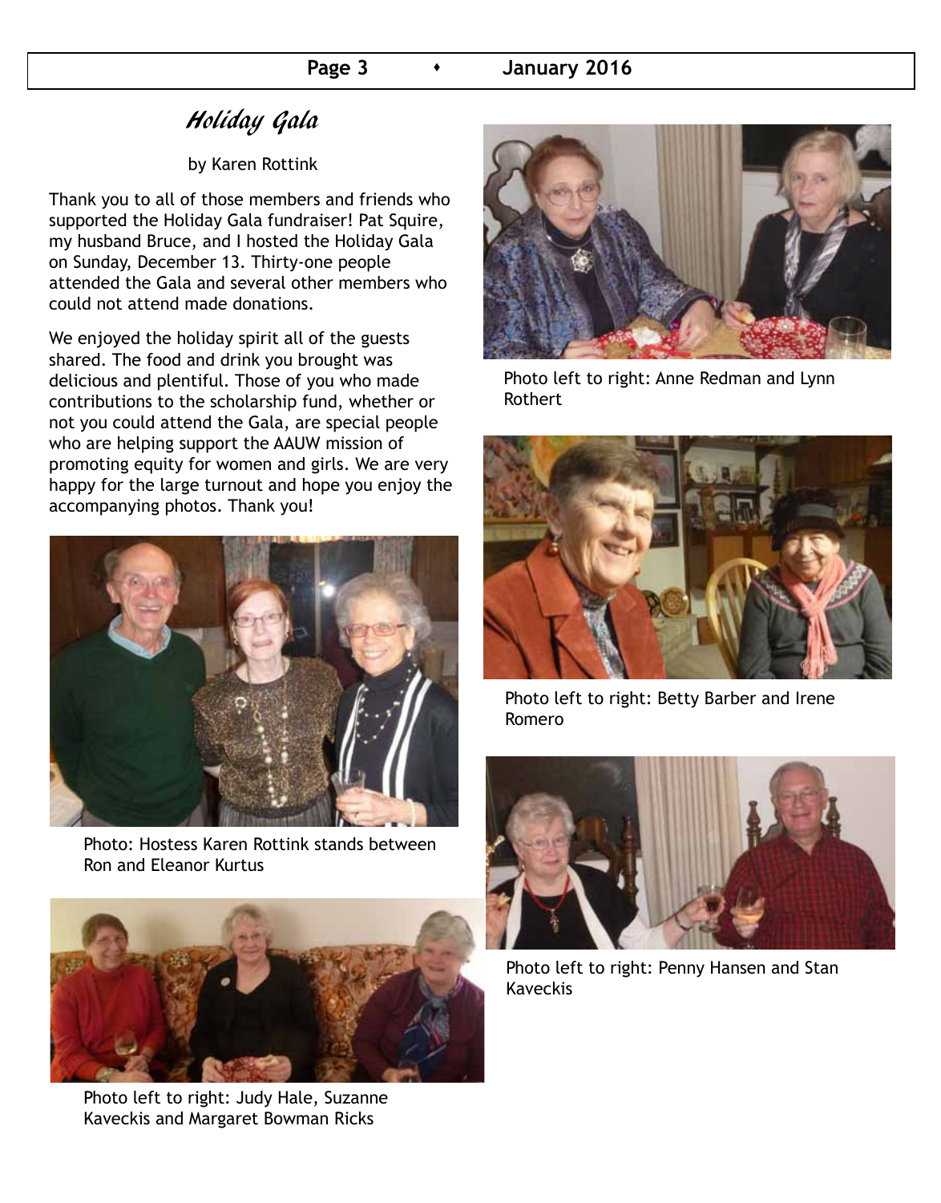## *Holiday Gala*

by Karen Rottink

Thank you to all of those members and friends who supported the Holiday Gala fundraiser! Pat Squire, my husband Bruce, and I hosted the Holiday Gala on Sunday, December 13. Thirty-one people attended the Gala and several other members who could not attend made donations.

We enjoyed the holiday spirit all of the guests shared. The food and drink you brought was delicious and plentiful. Those of you who made contributions to the scholarship fund, whether or not you could attend the Gala, are special people who are helping support the AAUW mission of promoting equity for women and girls. We are very happy for the large turnout and hope you enjoy the accompanying photos. Thank you!

Photo: Hostess Karen Rottink stands between Ron and Eleanor Kurtus

Photo left to right: Judy Hale, Suzanne Kaveckis and Margaret Bowman Ricks

Photo left to right: Anne Redman and Lynn Rothert

Photo left to right: Betty Barber and Irene Romero

Photo left to right: Penny Hansen and Stan Kaveckis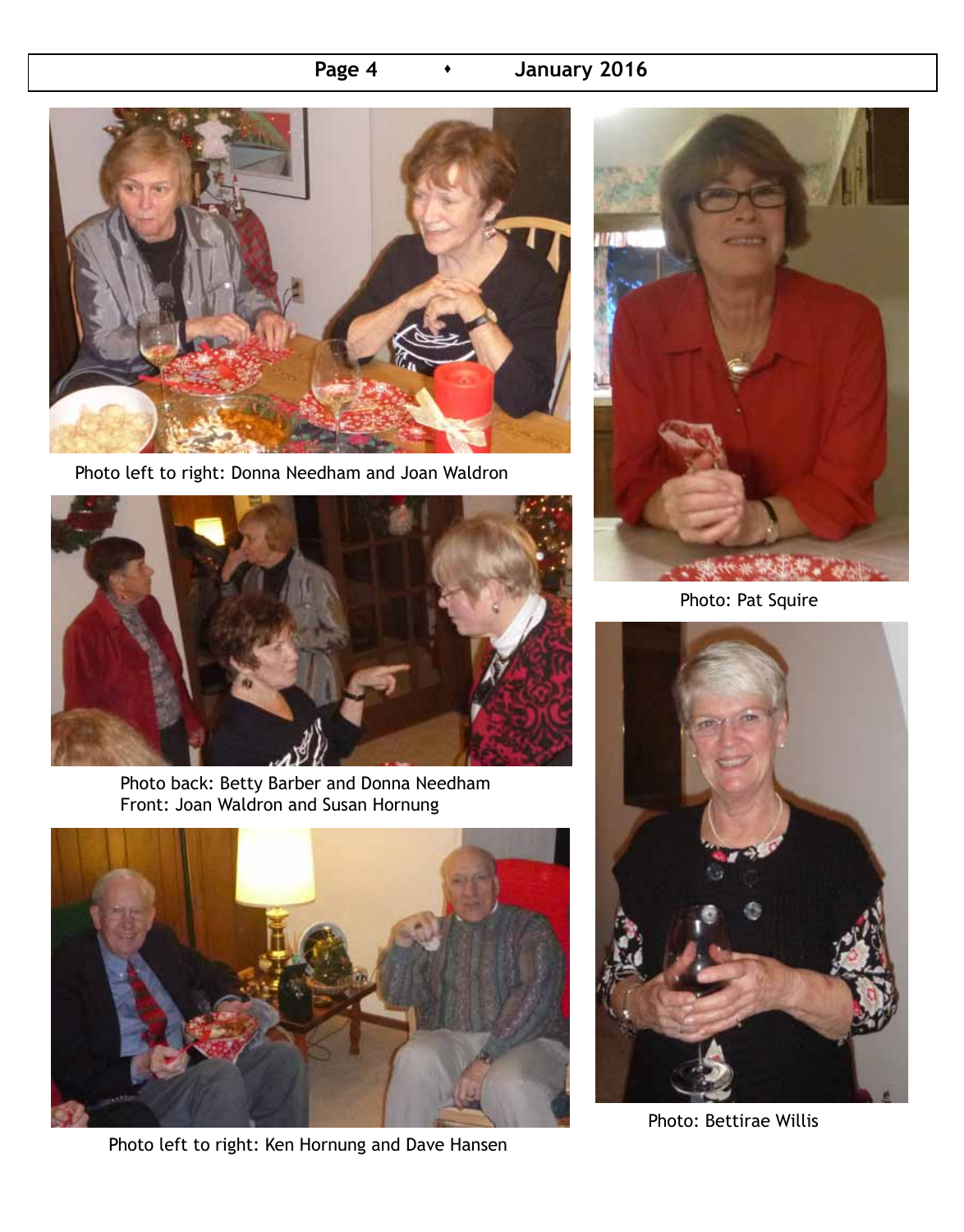Photo left to right: Donna Needham and Joan Waldron

Photo back: Betty Barber and Donna Needham
Front: Joan Waldron and Susan Hornung

Photo left to right: Ken Hornung and Dave Hansen

Photo: Pat Squire

Photo: Bettirae Willis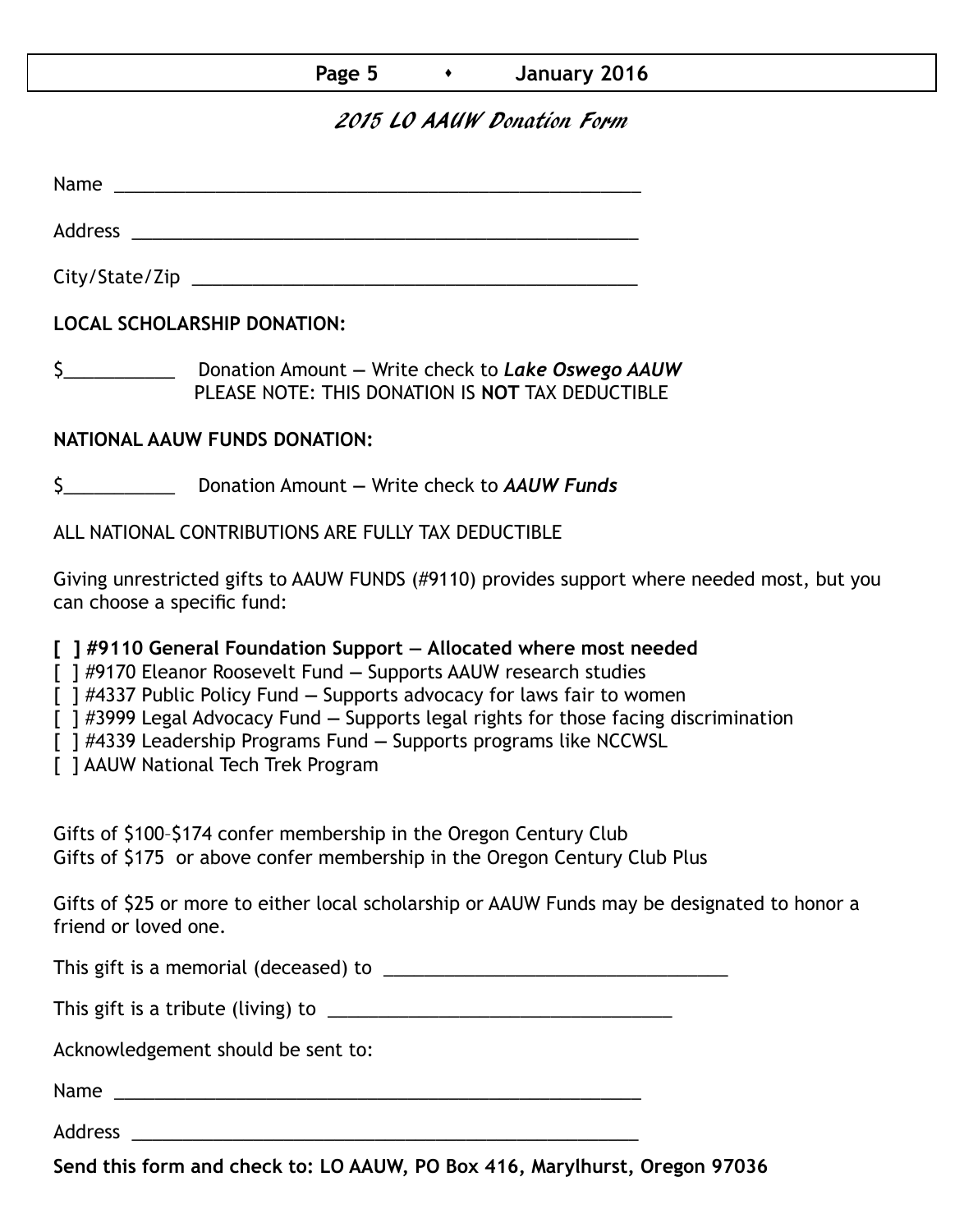## *2015 LO AAUW Donation Form*

Name \_\_\_\_\_\_\_\_\_\_\_\_\_\_\_\_\_\_\_\_\_\_\_\_\_\_\_\_\_\_\_\_\_\_\_\_\_\_\_\_\_\_\_\_\_\_\_\_\_\_

Address \_\_\_\_\_\_\_\_\_\_\_\_\_\_\_\_\_\_\_\_\_\_\_\_\_\_\_\_\_\_\_\_\_\_\_\_\_\_\_\_\_\_\_\_\_\_\_\_

City/State/Zip \_\_\_\_\_\_\_\_\_\_\_\_\_\_\_\_\_\_\_\_\_\_\_\_\_\_\_\_\_\_\_\_\_\_\_\_\_\_\_\_\_\_\_

**LOCAL SCHOLARSHIP DONATION:**

$\_\_\_\_\_\_\_\_\_\_\_ Donation Amount — Write check to ***Lake Oswego AAUW***
PLEASE NOTE: THIS DONATION IS **NOT** TAX DEDUCTIBLE

**NATIONAL AAUW FUNDS DONATION:**

$\_\_\_\_\_\_\_\_\_\_\_ Donation Amount — Write check to ***AAUW Funds***

ALL NATIONAL CONTRIBUTIONS ARE FULLY TAX DEDUCTIBLE

Giving unrestricted gifts to AAUW FUNDS (#9110) provides support where needed most, but you can choose a specific fund:

**[ ] #9110 General Foundation Support — Allocated where most needed**
[ ] #9170 Eleanor Roosevelt Fund — Supports AAUW research studies
[ ] #4337 Public Policy Fund — Supports advocacy for laws fair to women
[ ] #3999 Legal Advocacy Fund — Supports legal rights for those facing discrimination
[ ] #4339 Leadership Programs Fund — Supports programs like NCCWSL
[ ] AAUW National Tech Trek Program

Gifts of $100–$174 confer membership in the Oregon Century Club
Gifts of $175 or above confer membership in the Oregon Century Club Plus

Gifts of $25 or more to either local scholarship or AAUW Funds may be designated to honor a friend or loved one.

This gift is a memorial (deceased) to \_\_\_\_\_\_\_\_\_\_\_\_\_\_\_\_\_\_\_\_\_\_\_\_\_\_\_\_\_\_\_\_\_\_

This gift is a tribute (living) to \_\_\_\_\_\_\_\_\_\_\_\_\_\_\_\_\_\_\_\_\_\_\_\_\_\_\_\_\_\_\_\_\_\_

Acknowledgement should be sent to:

Name \_\_\_\_\_\_\_\_\_\_\_\_\_\_\_\_\_\_\_\_\_\_\_\_\_\_\_\_\_\_\_\_\_\_\_\_\_\_\_\_\_\_\_\_\_\_\_\_\_\_

Address \_\_\_\_\_\_\_\_\_\_\_\_\_\_\_\_\_\_\_\_\_\_\_\_\_\_\_\_\_\_\_\_\_\_\_\_\_\_\_\_\_\_\_\_\_\_\_\_

**Send this form and check to: LO AAUW, PO Box 416, Marylhurst, Oregon 97036**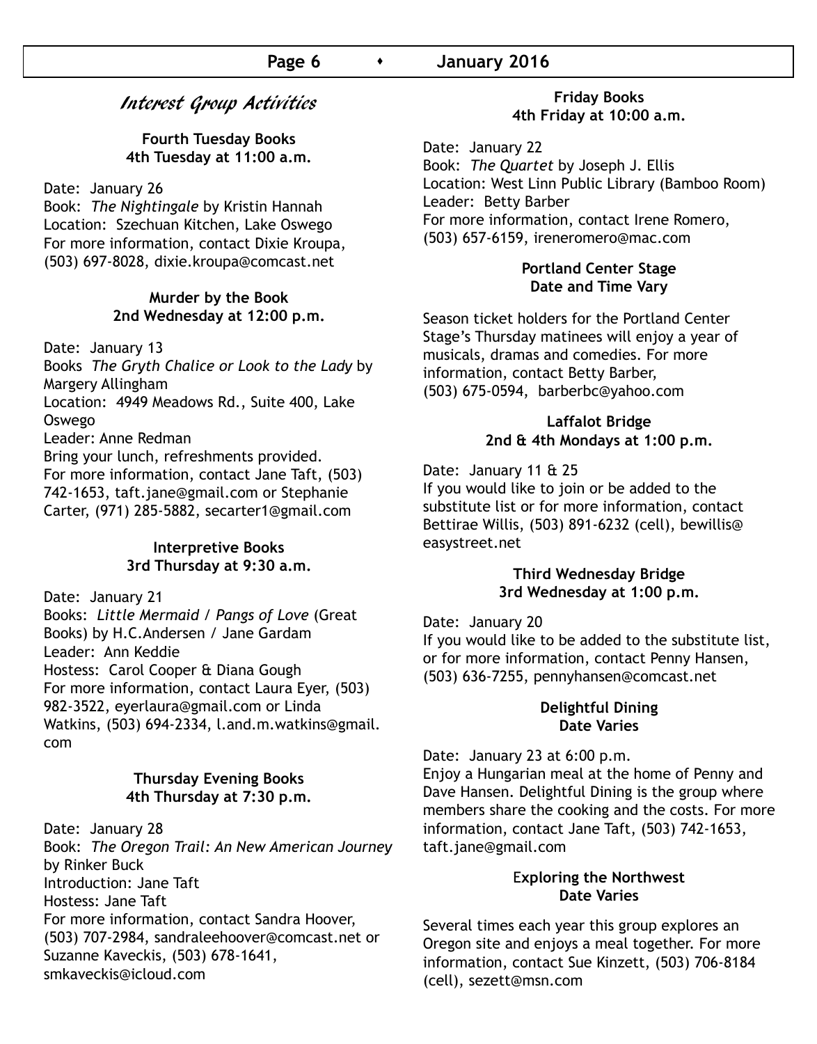## Interest Group Activities

**Fourth Tuesday Books**
**4th Tuesday at 11:00 a.m.**

Date: January 26
Book: *The Nightingale* by Kristin Hannah
Location: Szechuan Kitchen, Lake Oswego
For more information, contact Dixie Kroupa, (503) 697-8028, dixie.kroupa@comcast.net

**Murder by the Book**
**2nd Wednesday at 12:00 p.m.**

Date: January 13
Books *The Gryth Chalice or Look to the Lady* by Margery Allingham
Location: 4949 Meadows Rd., Suite 400, Lake Oswego
Leader: Anne Redman
Bring your lunch, refreshments provided.
For more information, contact Jane Taft, (503) 742-1653, taft.jane@gmail.com or Stephanie Carter, (971) 285-5882, secarter1@gmail.com

**Interpretive Books**
**3rd Thursday at 9:30 a.m.**

Date: January 21
Books: *Little Mermaid* / *Pangs of Love* (Great Books) by H.C.Andersen / Jane Gardam
Leader: Ann Keddie
Hostess: Carol Cooper & Diana Gough
For more information, contact Laura Eyer, (503) 982-3522, eyerlaura@gmail.com or Linda Watkins, (503) 694-2334, l.and.m.watkins@gmail.com

**Thursday Evening Books**
**4th Thursday at 7:30 p.m.**

Date: January 28
Book: *The Oregon Trail: An New American Journey* by Rinker Buck
Introduction: Jane Taft
Hostess: Jane Taft
For more information, contact Sandra Hoover, (503) 707-2984, sandraleehoover@comcast.net or Suzanne Kaveckis, (503) 678-1641, smkaveckis@icloud.com

**Friday Books**
**4th Friday at 10:00 a.m.**

Date: January 22
Book: *The Quartet* by Joseph J. Ellis
Location: West Linn Public Library (Bamboo Room)
Leader: Betty Barber
For more information, contact Irene Romero, (503) 657-6159, ireneromero@mac.com

**Portland Center Stage**
**Date and Time Vary**

Season ticket holders for the Portland Center Stage's Thursday matinees will enjoy a year of musicals, dramas and comedies. For more information, contact Betty Barber, (503) 675-0594, barberbc@yahoo.com

**Laffalot Bridge**
**2nd & 4th Mondays at 1:00 p.m.**

Date: January 11 & 25
If you would like to join or be added to the substitute list or for more information, contact Bettirae Willis, (503) 891-6232 (cell), bewillis@easystreet.net

**Third Wednesday Bridge**
**3rd Wednesday at 1:00 p.m.**

Date: January 20
If you would like to be added to the substitute list, or for more information, contact Penny Hansen, (503) 636-7255, pennyhansen@comcast.net

**Delightful Dining**
**Date Varies**

Date: January 23 at 6:00 p.m.
Enjoy a Hungarian meal at the home of Penny and Dave Hansen. Delightful Dining is the group where members share the cooking and the costs. For more information, contact Jane Taft, (503) 742-1653, taft.jane@gmail.com

**Exploring the Northwest**
**Date Varies**

Several times each year this group explores an Oregon site and enjoys a meal together. For more information, contact Sue Kinzett, (503) 706-8184 (cell), sezett@msn.com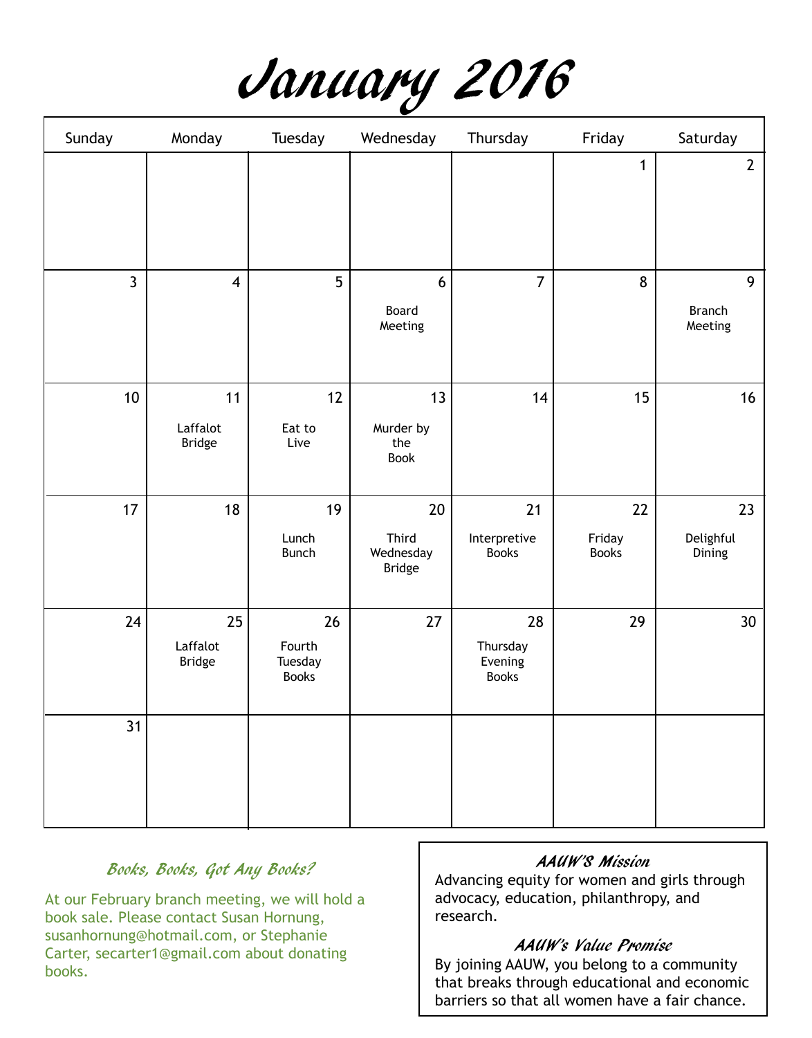# January 2016

| Sunday | Monday | Tuesday | Wednesday | Thursday | Friday | Saturday |
|---|---|---|---|---|---|---|
| | | | | | 1 | 2 |
| 3 | 4 | 5 | 6 Board Meeting | 7 | 8 | 9 Branch Meeting |
| 10 | 11 Laffalot Bridge | 12 Eat to Live | 13 Murder by the Book | 14 | 15 | 16 |
| 17 | 18 | 19 Lunch Bunch | 20 Third Wednesday Bridge | 21 Interpretive Books | 22 Friday Books | 23 Delightful Dining |
| 24 | 25 Laffalot Bridge | 26 Fourth Tuesday Books | 27 | 28 Thursday Evening Books | 29 | 30 |
| 31 | | | | | | |

### *Books, Books, Got Any Books?*

At our February branch meeting, we will hold a book sale. Please contact Susan Hornung, susanhornung@hotmail.com, or Stephanie Carter, secarter1@gmail.com about donating books.

### *AAUW'S Mission*

Advancing equity for women and girls through advocacy, education, philanthropy, and research.

### *AAUW's Value Promise*

By joining AAUW, you belong to a community that breaks through educational and economic barriers so that all women have a fair chance.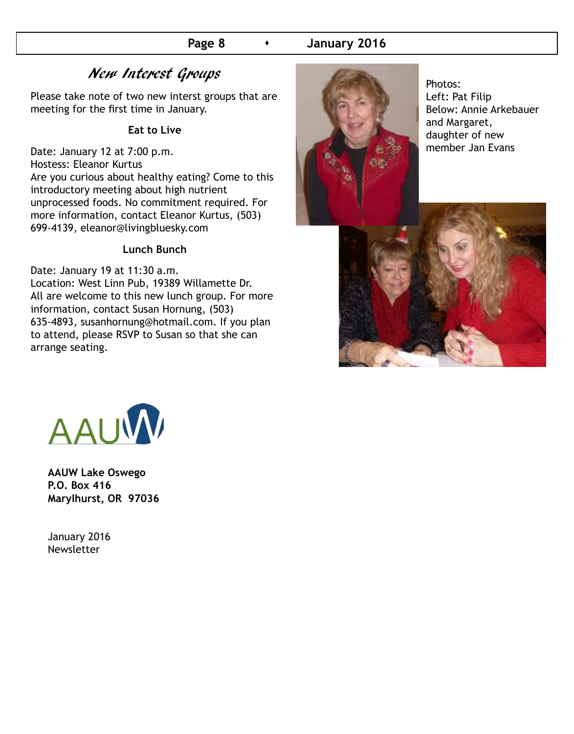## *New Interest Groups*

Please take note of two new interst groups that are meeting for the first time in January.

**Eat to Live**

Date: January 12 at 7:00 p.m.
Hostess: Eleanor Kurtus
Are you curious about healthy eating? Come to this introductory meeting about high nutrient unprocessed foods. No commitment required. For more information, contact Eleanor Kurtus, (503) 699-4139, eleanor@livingbluesky.com

**Lunch Bunch**

Date: January 19 at 11:30 a.m.
Location: West Linn Pub, 19389 Willamette Dr.
All are welcome to this new lunch group. For more information, contact Susan Hornung, (503) 635-4893, susanhornung@hotmail.com. If you plan to attend, please RSVP to Susan so that she can arrange seating.

Photos:
Left: Pat Filip
Below: Annie Arkebauer and Margaret, daughter of new member Jan Evans

AAUW

**AAUW Lake Oswego**
**P.O. Box 416**
**Marylhurst, OR 97036**

January 2016
Newsletter